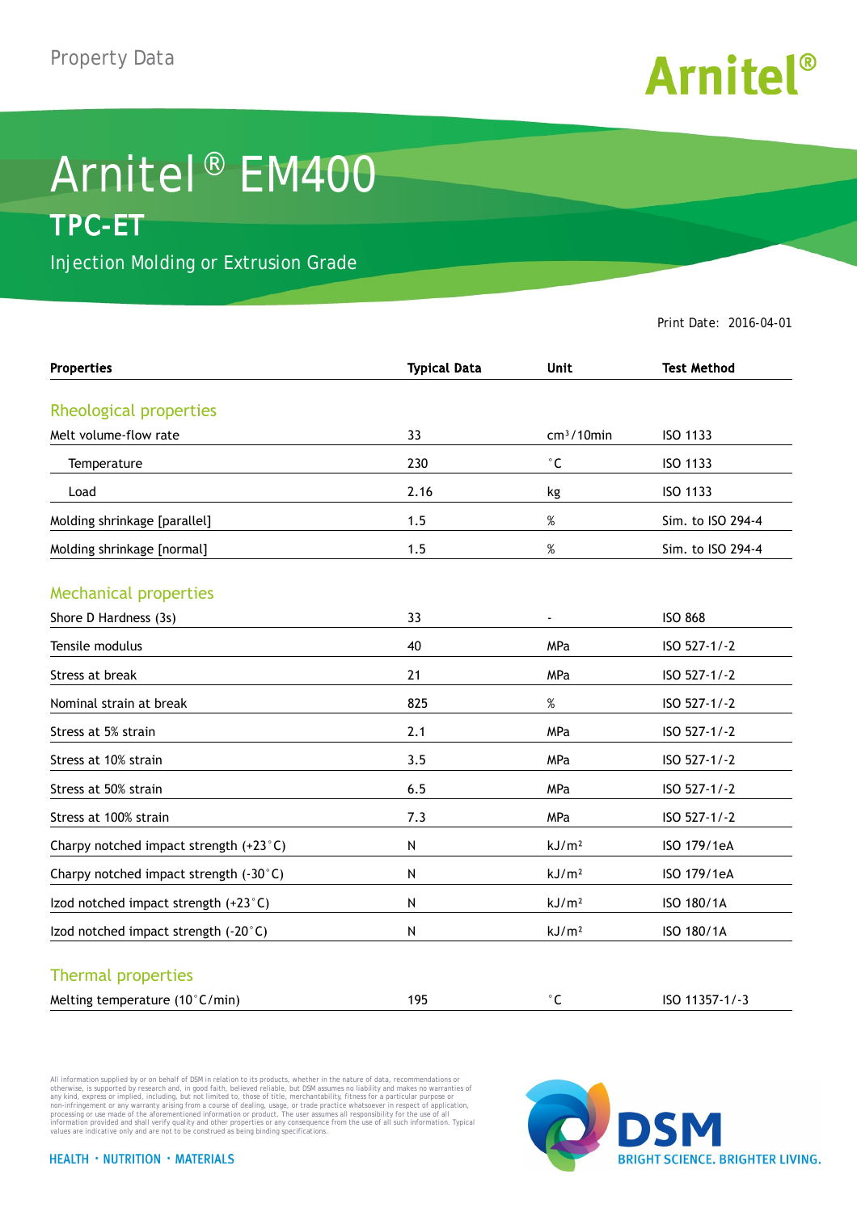Property Data

Arnitel®

# Arnitel® EM400

## TPC-ET

Injection Molding or Extrusion Grade

Print Date: 2016-04-01

| Properties | Typical Data | Unit | Test Method |
|---|---|---|---|
| **Rheological properties** | | | |
| Melt volume-flow rate | 33 | $cm^3/10min$ | ISO 1133 |
| Temperature | 230 | °C | ISO 1133 |
| Load | 2.16 | kg | ISO 1133 |
| Molding shrinkage [parallel] | 1.5 | % | Sim. to ISO 294-4 |
| Molding shrinkage [normal] | 1.5 | % | Sim. to ISO 294-4 |
| **Mechanical properties** | | | |
| Shore D Hardness (3s) | 33 | - | ISO 868 |
| Tensile modulus | 40 | MPa | ISO 527-1/-2 |
| Stress at break | 21 | MPa | ISO 527-1/-2 |
| Nominal strain at break | 825 | % | ISO 527-1/-2 |
| Stress at 5% strain | 2.1 | MPa | ISO 527-1/-2 |
| Stress at 10% strain | 3.5 | MPa | ISO 527-1/-2 |
| Stress at 50% strain | 6.5 | MPa | ISO 527-1/-2 |
| Stress at 100% strain | 7.3 | MPa | ISO 527-1/-2 |
| Charpy notched impact strength (+23°C) | N | $kJ/m^2$ | ISO 179/1eA |
| Charpy notched impact strength (-30°C) | N | $kJ/m^2$ | ISO 179/1eA |
| Izod notched impact strength (+23°C) | N | $kJ/m^2$ | ISO 180/1A |
| Izod notched impact strength (-20°C) | N | $kJ/m^2$ | ISO 180/1A |
| **Thermal properties** | | | |
| Melting temperature (10°C/min) | 195 | °C | ISO 11357-1/-3 |

All information supplied by or on behalf of DSM in relation to its products, whether in the nature of data, recommendations or otherwise, is supported by research and, in good faith, believed reliable, but DSM assumes no liability and makes no warranties of any kind, express or implied, including, but not limited to, those of title, merchantability, fitness for a particular purpose or non-infringement or any warranty arising from a course of dealing, usage, or trade practice whatsoever in respect of application, processing or use made of the aforementioned information or product. The user assumes all responsibility for the use of all information provided and shall verify quality and other properties or any consequence from the use of all such information. Typical values are indicative only and are not to be construed as being binding specifications.

HEALTH · NUTRITION · MATERIALS

DSM BRIGHT SCIENCE. BRIGHTER LIVING.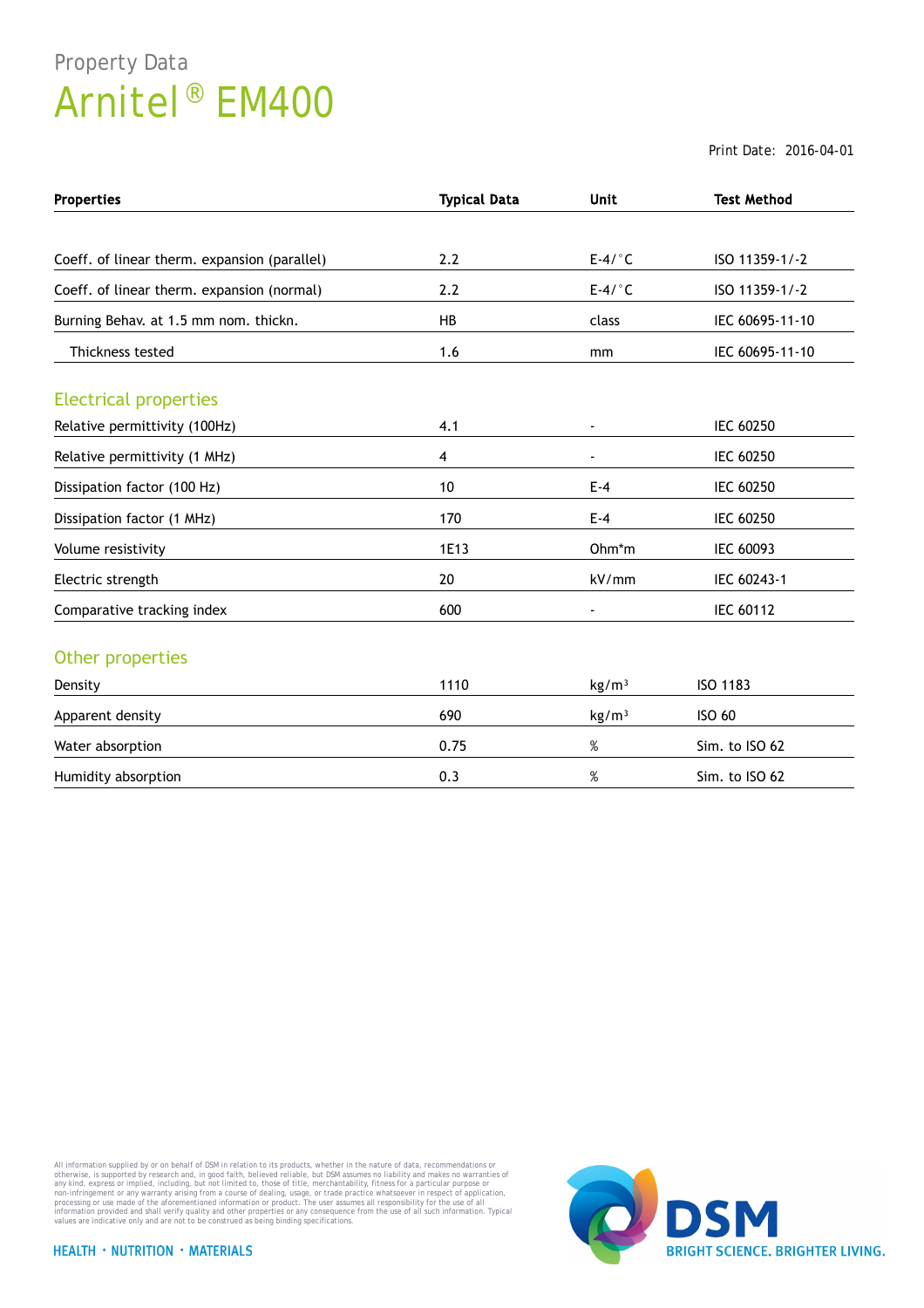Property Data

# Arnitel® EM400

Print Date: 2016-04-01

| Properties | Typical Data | Unit | Test Method |
|---|---|---|---|
| Coeff. of linear therm. expansion (parallel) | 2.2 | E-4/°C | ISO 11359-1/-2 |
| Coeff. of linear therm. expansion (normal) | 2.2 | E-4/°C | ISO 11359-1/-2 |
| Burning Behav. at 1.5 mm nom. thickn. | HB | class | IEC 60695-11-10 |
| Thickness tested | 1.6 | mm | IEC 60695-11-10 |

## Electrical properties

| | | | |
|---|---|---|---|
| Relative permittivity (100Hz) | 4.1 | - | IEC 60250 |
| Relative permittivity (1 MHz) | 4 | - | IEC 60250 |
| Dissipation factor (100 Hz) | 10 | E-4 | IEC 60250 |
| Dissipation factor (1 MHz) | 170 | E-4 | IEC 60250 |
| Volume resistivity | 1E13 | Ohm*m | IEC 60093 |
| Electric strength | 20 | kV/mm | IEC 60243-1 |
| Comparative tracking index | 600 | - | IEC 60112 |

## Other properties

| | | | |
|---|---|---|---|
| Density | 1110 | $kg/m^3$ | ISO 1183 |
| Apparent density | 690 | $kg/m^3$ | ISO 60 |
| Water absorption | 0.75 | % | Sim. to ISO 62 |
| Humidity absorption | 0.3 | % | Sim. to ISO 62 |

All information supplied by or on behalf of DSM in relation to its products, whether in the nature of data, recommendations or otherwise, is supported by research and, in good faith, believed reliable, but DSM assumes no liability and makes no warranties of any kind, express or implied, including, but not limited to, those of title, merchantability, fitness for a particular purpose or non-infringement or any warranty arising from a course of dealing, usage, or trade practice whatsoever in respect of application, processing or use made of the aforementioned information or product. The user assumes all responsibility for the use of all information provided and shall verify quality and other properties or any consequence from the use of all such information. Typical values are indicative only and are not to be construed as being binding specifications.

HEALTH · NUTRITION · MATERIALS

DSM BRIGHT SCIENCE. BRIGHTER LIVING.